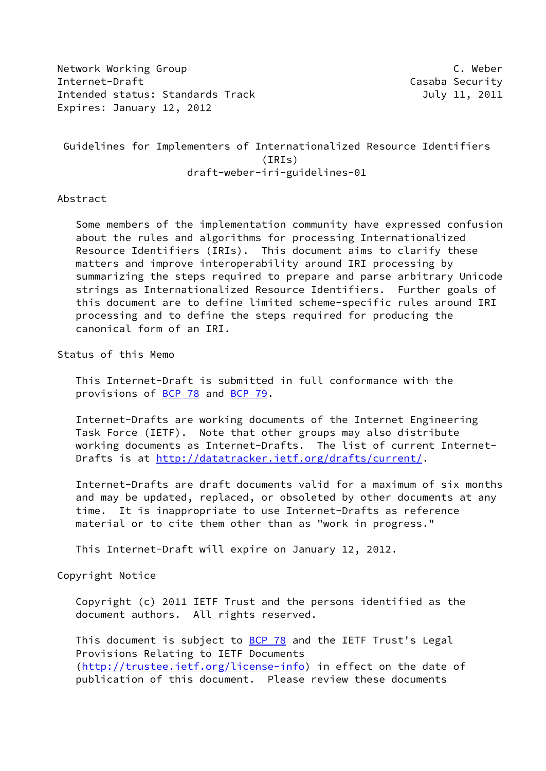Network Working Group C. Weber
Internet-Draft Casaba Security
Intended status: Standards Track July 11, 2011
Expires: January 12, 2012

# Guidelines for Implementers of Internationalized Resource Identifiers (IRIs)

draft-weber-iri-guidelines-01

## Abstract

Some members of the implementation community have expressed confusion about the rules and algorithms for processing Internationalized Resource Identifiers (IRIs). This document aims to clarify these matters and improve interoperability around IRI processing by summarizing the steps required to prepare and parse arbitrary Unicode strings as Internationalized Resource Identifiers. Further goals of this document are to define limited scheme-specific rules around IRI processing and to define the steps required for producing the canonical form of an IRI.

## Status of this Memo

This Internet-Draft is submitted in full conformance with the provisions of BCP 78 and BCP 79.

Internet-Drafts are working documents of the Internet Engineering Task Force (IETF). Note that other groups may also distribute working documents as Internet-Drafts. The list of current Internet-Drafts is at http://datatracker.ietf.org/drafts/current/.

Internet-Drafts are draft documents valid for a maximum of six months and may be updated, replaced, or obsoleted by other documents at any time. It is inappropriate to use Internet-Drafts as reference material or to cite them other than as "work in progress."

This Internet-Draft will expire on January 12, 2012.

## Copyright Notice

Copyright (c) 2011 IETF Trust and the persons identified as the document authors. All rights reserved.

This document is subject to BCP 78 and the IETF Trust's Legal Provisions Relating to IETF Documents (http://trustee.ietf.org/license-info) in effect on the date of publication of this document. Please review these documents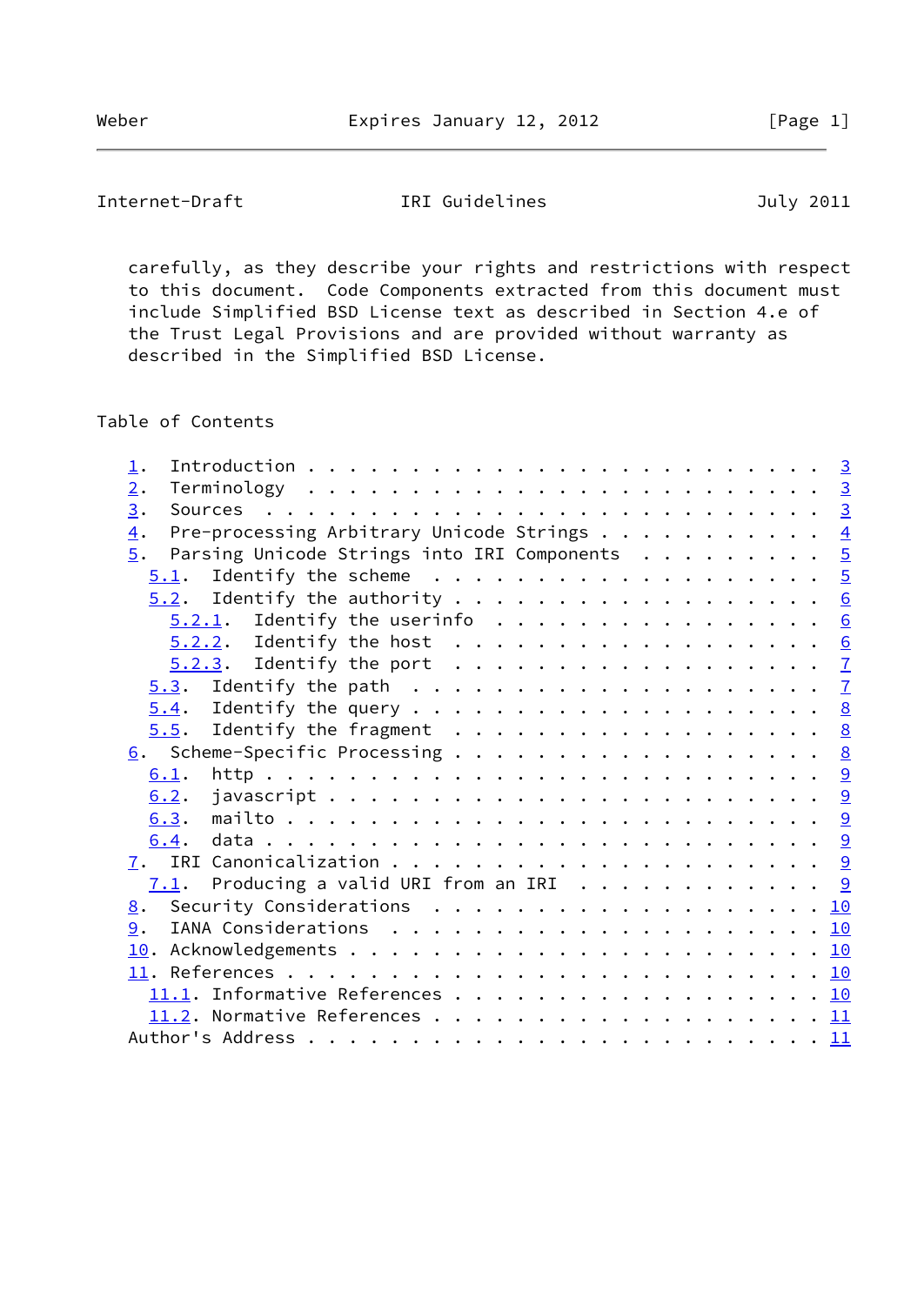carefully, as they describe your rights and restrictions with respect to this document. Code Components extracted from this document must include Simplified BSD License text as described in Section 4.e of the Trust Legal Provisions and are provided without warranty as described in the Simplified BSD License.

## Table of Contents

```
   1.  Introduction . . . . . . . . . . . . . . . . . . . . . . . . .  3
   2.  Terminology  . . . . . . . . . . . . . . . . . . . . . . . . .  3
   3.  Sources  . . . . . . . . . . . . . . . . . . . . . . . . . . .  3
   4.  Pre-processing Arbitrary Unicode Strings . . . . . . . . . . .  4
   5.  Parsing Unicode Strings into IRI Components  . . . . . . . . .  5
     5.1.  Identify the scheme  . . . . . . . . . . . . . . . . . . .  5
     5.2.  Identify the authority . . . . . . . . . . . . . . . . . .  6
       5.2.1.  Identify the userinfo  . . . . . . . . . . . . . . . .  6
       5.2.2.  Identify the host  . . . . . . . . . . . . . . . . . .  6
       5.2.3.  Identify the port  . . . . . . . . . . . . . . . . . .  7
     5.3.  Identify the path  . . . . . . . . . . . . . . . . . . . .  7
     5.4.  Identify the query . . . . . . . . . . . . . . . . . . . .  8
     5.5.  Identify the fragment  . . . . . . . . . . . . . . . . . .  8
   6.  Scheme-Specific Processing . . . . . . . . . . . . . . . . . .  8
     6.1.  http . . . . . . . . . . . . . . . . . . . . . . . . . . .  9
     6.2.  javascript . . . . . . . . . . . . . . . . . . . . . . . .  9
     6.3.  mailto . . . . . . . . . . . . . . . . . . . . . . . . . .  9
     6.4.  data . . . . . . . . . . . . . . . . . . . . . . . . . . .  9
   7.  IRI Canonicalization . . . . . . . . . . . . . . . . . . . . .  9
     7.1.  Producing a valid URI from an IRI  . . . . . . . . . . . .  9
   8.  Security Considerations  . . . . . . . . . . . . . . . . . . . 10
   9.  IANA Considerations  . . . . . . . . . . . . . . . . . . . . . 10
   10. Acknowledgements . . . . . . . . . . . . . . . . . . . . . . . 10
   11. References . . . . . . . . . . . . . . . . . . . . . . . . . . 10
     11.1. Informative References . . . . . . . . . . . . . . . . . . 10
     11.2. Normative References . . . . . . . . . . . . . . . . . . . 11
   Author's Address . . . . . . . . . . . . . . . . . . . . . . . . . 11
```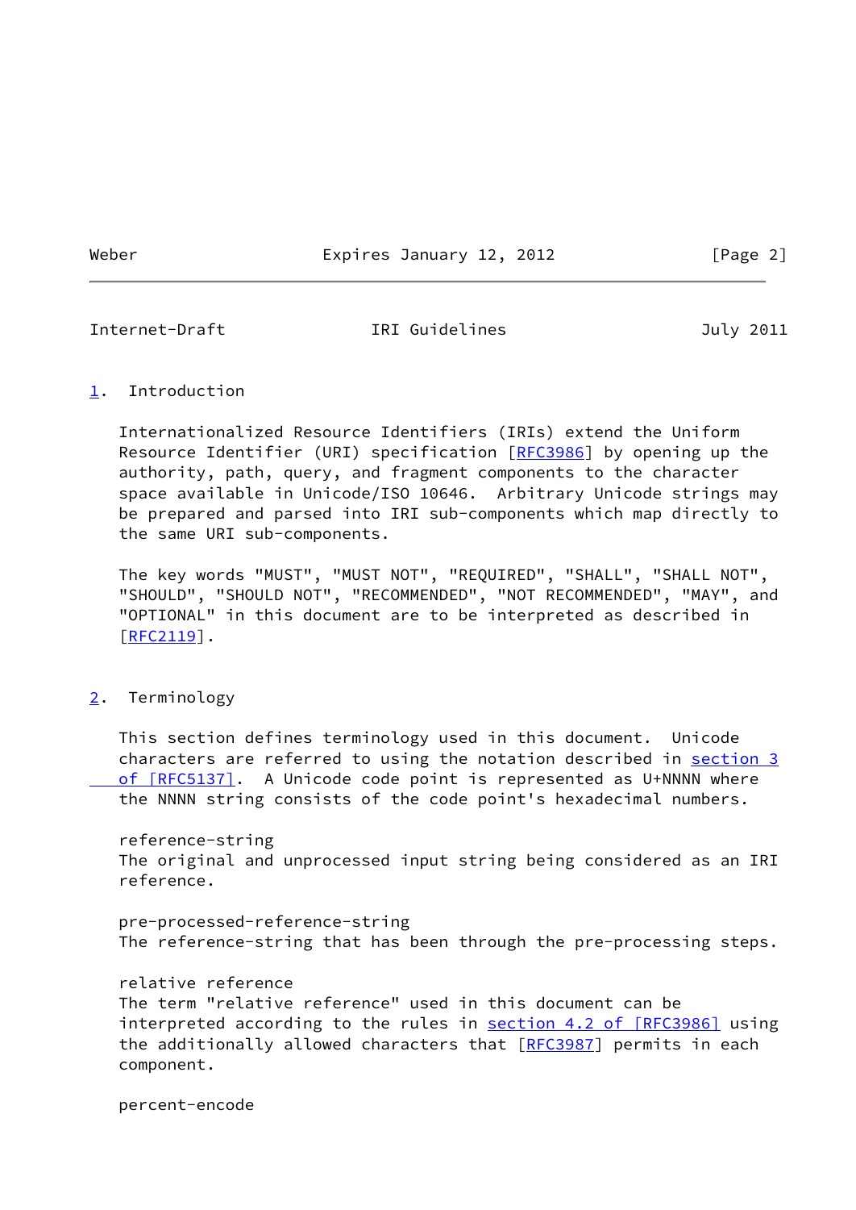## 1. Introduction

Internationalized Resource Identifiers (IRIs) extend the Uniform Resource Identifier (URI) specification [RFC3986] by opening up the authority, path, query, and fragment components to the character space available in Unicode/ISO 10646. Arbitrary Unicode strings may be prepared and parsed into IRI sub-components which map directly to the same URI sub-components.

The key words "MUST", "MUST NOT", "REQUIRED", "SHALL", "SHALL NOT", "SHOULD", "SHOULD NOT", "RECOMMENDED", "NOT RECOMMENDED", "MAY", and "OPTIONAL" in this document are to be interpreted as described in [RFC2119].

## 2. Terminology

This section defines terminology used in this document. Unicode characters are referred to using the notation described in section 3 of [RFC5137]. A Unicode code point is represented as U+NNNN where the NNNN string consists of the code point's hexadecimal numbers.

reference-string
The original and unprocessed input string being considered as an IRI reference.

pre-processed-reference-string
The reference-string that has been through the pre-processing steps.

relative reference
The term "relative reference" used in this document can be interpreted according to the rules in section 4.2 of [RFC3986] using the additionally allowed characters that [RFC3987] permits in each component.

percent-encode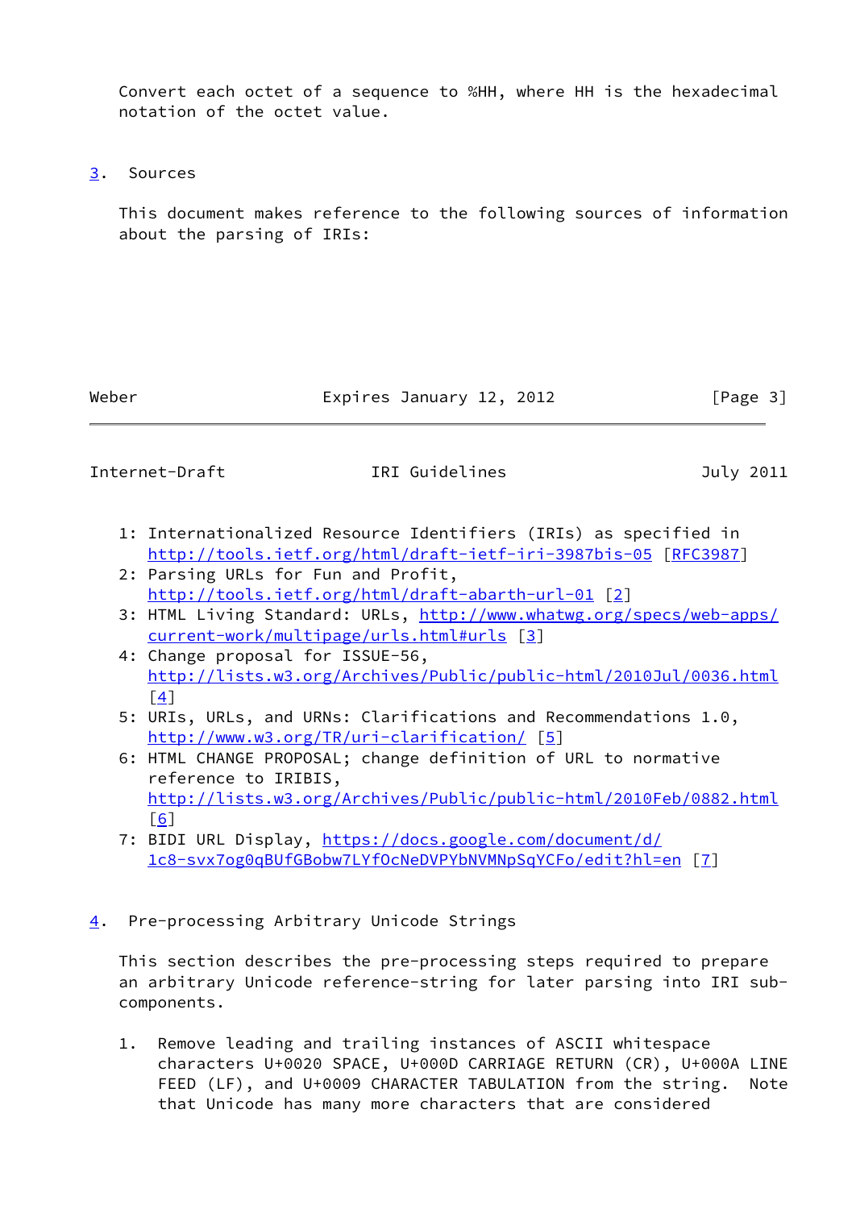Convert each octet of a sequence to %HH, where HH is the hexadecimal notation of the octet value.

## 3. Sources

This document makes reference to the following sources of information about the parsing of IRIs:

1: Internationalized Resource Identifiers (IRIs) as specified in http://tools.ietf.org/html/draft-ietf-iri-3987bis-05 [RFC3987]
2: Parsing URLs for Fun and Profit, http://tools.ietf.org/html/draft-abarth-url-01 [2]
3: HTML Living Standard: URLs, http://www.whatwg.org/specs/web-apps/current-work/multipage/urls.html#urls [3]
4: Change proposal for ISSUE-56, http://lists.w3.org/Archives/Public/public-html/2010Jul/0036.html [4]
5: URIs, URLs, and URNs: Clarifications and Recommendations 1.0, http://www.w3.org/TR/uri-clarification/ [5]
6: HTML CHANGE PROPOSAL; change definition of URL to normative reference to IRIBIS, http://lists.w3.org/Archives/Public/public-html/2010Feb/0882.html [6]
7: BIDI URL Display, https://docs.google.com/document/d/1c8-svx7og0qBUfGBobw7LYfOcNeDVPYbNVMNpSqYCFo/edit?hl=en [7]

## 4. Pre-processing Arbitrary Unicode Strings

This section describes the pre-processing steps required to prepare an arbitrary Unicode reference-string for later parsing into IRI sub-components.

1. Remove leading and trailing instances of ASCII whitespace characters U+0020 SPACE, U+000D CARRIAGE RETURN (CR), U+000A LINE FEED (LF), and U+0009 CHARACTER TABULATION from the string. Note that Unicode has many more characters that are considered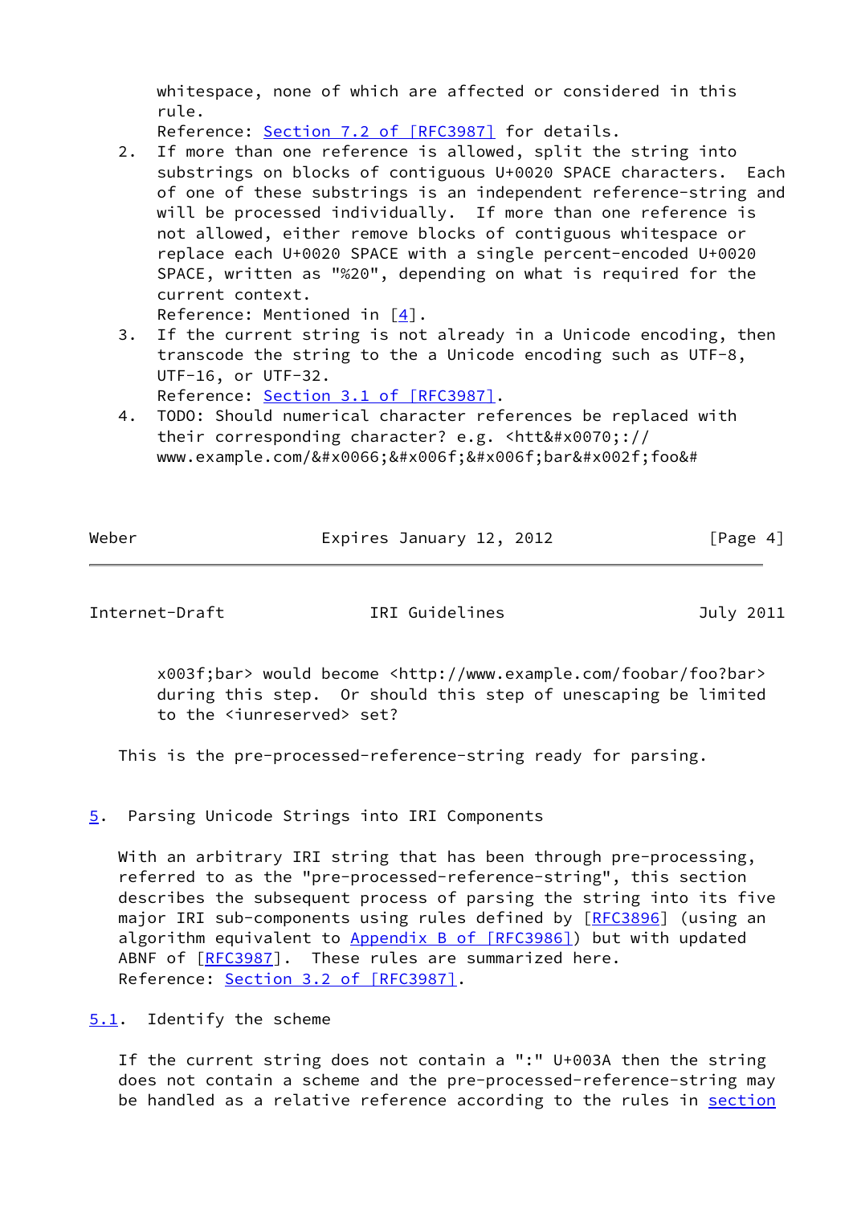whitespace, none of which are affected or considered in this rule.
Reference: Section 7.2 of [RFC3987] for details.

2. If more than one reference is allowed, split the string into substrings on blocks of contiguous U+0020 SPACE characters. Each of one of these substrings is an independent reference-string and will be processed individually. If more than one reference is not allowed, either remove blocks of contiguous whitespace or replace each U+0020 SPACE with a single percent-encoded U+0020 SPACE, written as "%20", depending on what is required for the current context.
Reference: Mentioned in [4].

3. If the current string is not already in a Unicode encoding, then transcode the string to the a Unicode encoding such as UTF-8, UTF-16, or UTF-32.
Reference: Section 3.1 of [RFC3987].

4. TODO: Should numerical character references be replaced with their corresponding character? e.g. <htt&#x0070;:// www.example.com/&#x0066;&#x006f;&#x006f;bar&#x002f;foo&#x003f;bar> would become <http://www.example.com/foobar/foo?bar> during this step. Or should this step of unescaping be limited to the <iunreserved> set?

This is the pre-processed-reference-string ready for parsing.

## 5. Parsing Unicode Strings into IRI Components

With an arbitrary IRI string that has been through pre-processing, referred to as the "pre-processed-reference-string", this section describes the subsequent process of parsing the string into its five major IRI sub-components using rules defined by [RFC3896] (using an algorithm equivalent to Appendix B of [RFC3986]) but with updated ABNF of [RFC3987]. These rules are summarized here.
Reference: Section 3.2 of [RFC3987].

### 5.1. Identify the scheme

If the current string does not contain a ":" U+003A then the string does not contain a scheme and the pre-processed-reference-string may be handled as a relative reference according to the rules in section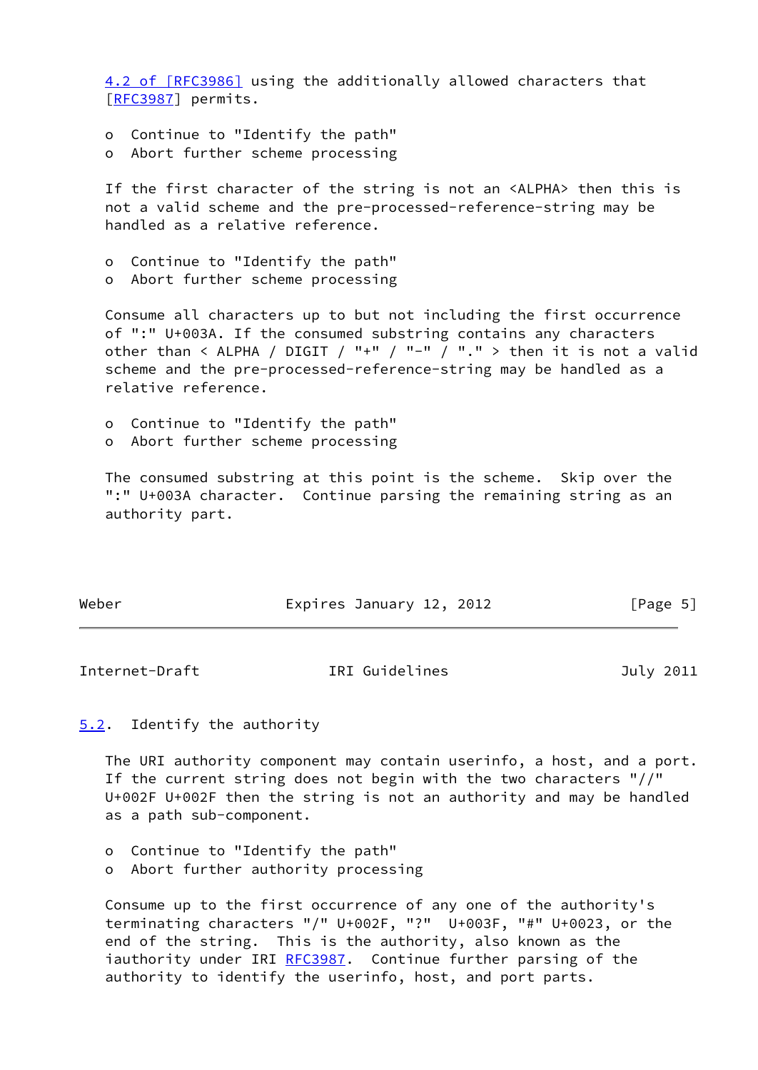4.2 of [RFC3986] using the additionally allowed characters that [RFC3987] permits.

- Continue to "Identify the path"
- Abort further scheme processing

If the first character of the string is not an <ALPHA> then this is not a valid scheme and the pre-processed-reference-string may be handled as a relative reference.

- Continue to "Identify the path"
- Abort further scheme processing

Consume all characters up to but not including the first occurrence of ":" U+003A. If the consumed substring contains any characters other than < ALPHA / DIGIT / "+" / "-" / "." > then it is not a valid scheme and the pre-processed-reference-string may be handled as a relative reference.

- Continue to "Identify the path"
- Abort further scheme processing

The consumed substring at this point is the scheme. Skip over the ":" U+003A character. Continue parsing the remaining string as an authority part.

### 5.2. Identify the authority

The URI authority component may contain userinfo, a host, and a port. If the current string does not begin with the two characters "//" U+002F U+002F then the string is not an authority and may be handled as a path sub-component.

- Continue to "Identify the path"
- Abort further authority processing

Consume up to the first occurrence of any one of the authority's terminating characters "/" U+002F, "?" U+003F, "#" U+0023, or the end of the string. This is the authority, also known as the iauthority under IRI RFC3987. Continue further parsing of the authority to identify the userinfo, host, and port parts.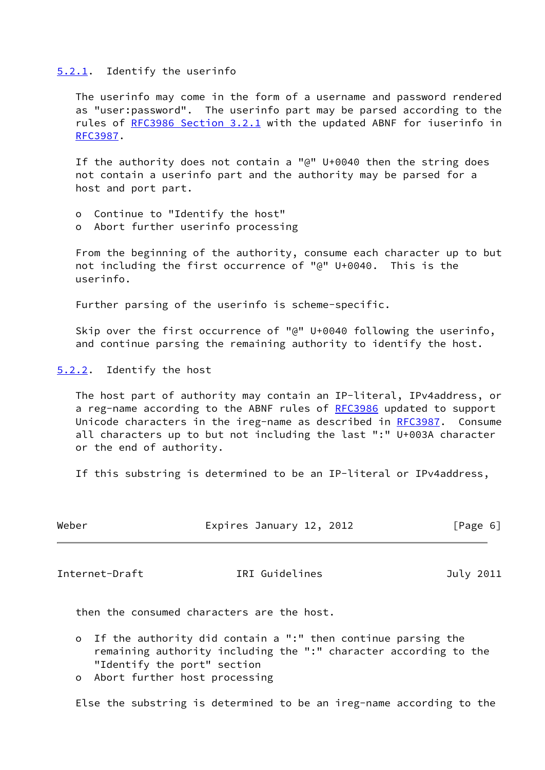### 5.2.1. Identify the userinfo

The userinfo may come in the form of a username and password rendered as "user:password". The userinfo part may be parsed according to the rules of RFC3986 Section 3.2.1 with the updated ABNF for iuserinfo in RFC3987.

If the authority does not contain a "@" U+0040 then the string does not contain a userinfo part and the authority may be parsed for a host and port part.

- Continue to "Identify the host"
- Abort further userinfo processing

From the beginning of the authority, consume each character up to but not including the first occurrence of "@" U+0040. This is the userinfo.

Further parsing of the userinfo is scheme-specific.

Skip over the first occurrence of "@" U+0040 following the userinfo, and continue parsing the remaining authority to identify the host.

### 5.2.2. Identify the host

The host part of authority may contain an IP-literal, IPv4address, or a reg-name according to the ABNF rules of RFC3986 updated to support Unicode characters in the ireg-name as described in RFC3987. Consume all characters up to but not including the last ":" U+003A character or the end of authority.

If this substring is determined to be an IP-literal or IPv4address, then the consumed characters are the host.

- If the authority did contain a ":" then continue parsing the remaining authority including the ":" character according to the "Identify the port" section
- Abort further host processing

Else the substring is determined to be an ireg-name according to the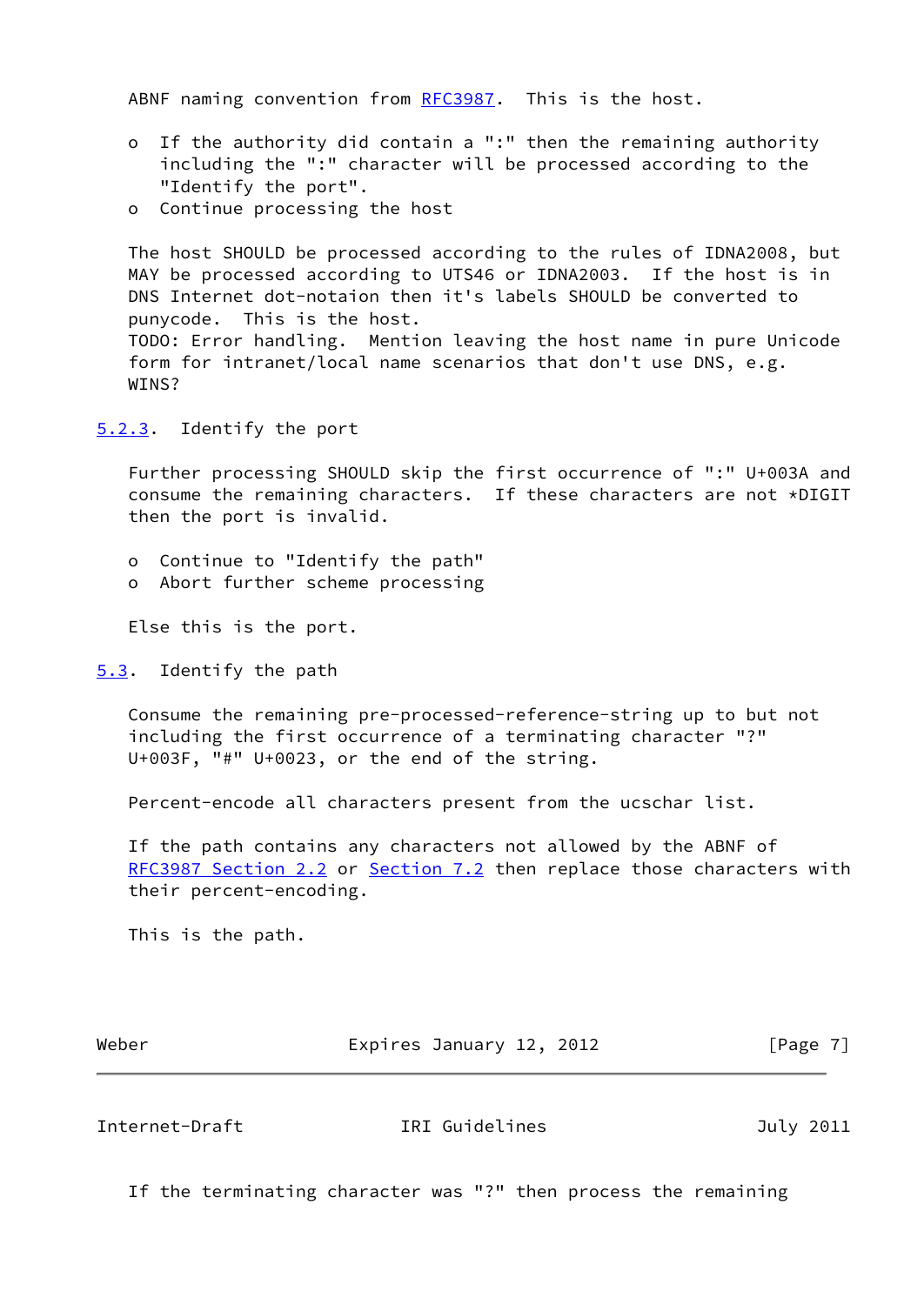ABNF naming convention from RFC3987. This is the host.

- If the authority did contain a ":" then the remaining authority including the ":" character will be processed according to the "Identify the port".
- Continue processing the host

The host SHOULD be processed according to the rules of IDNA2008, but MAY be processed according to UTS46 or IDNA2003. If the host is in DNS Internet dot-notaion then it's labels SHOULD be converted to punycode. This is the host.
TODO: Error handling. Mention leaving the host name in pure Unicode form for intranet/local name scenarios that don't use DNS, e.g. WINS?

### 5.2.3. Identify the port

Further processing SHOULD skip the first occurrence of ":" U+003A and consume the remaining characters. If these characters are not *DIGIT then the port is invalid.

- Continue to "Identify the path"
- Abort further scheme processing

Else this is the port.

## 5.3. Identify the path

Consume the remaining pre-processed-reference-string up to but not including the first occurrence of a terminating character "?" U+003F, "#" U+0023, or the end of the string.

Percent-encode all characters present from the ucschar list.

If the path contains any characters not allowed by the ABNF of RFC3987 Section 2.2 or Section 7.2 then replace those characters with their percent-encoding.

This is the path.

If the terminating character was "?" then process the remaining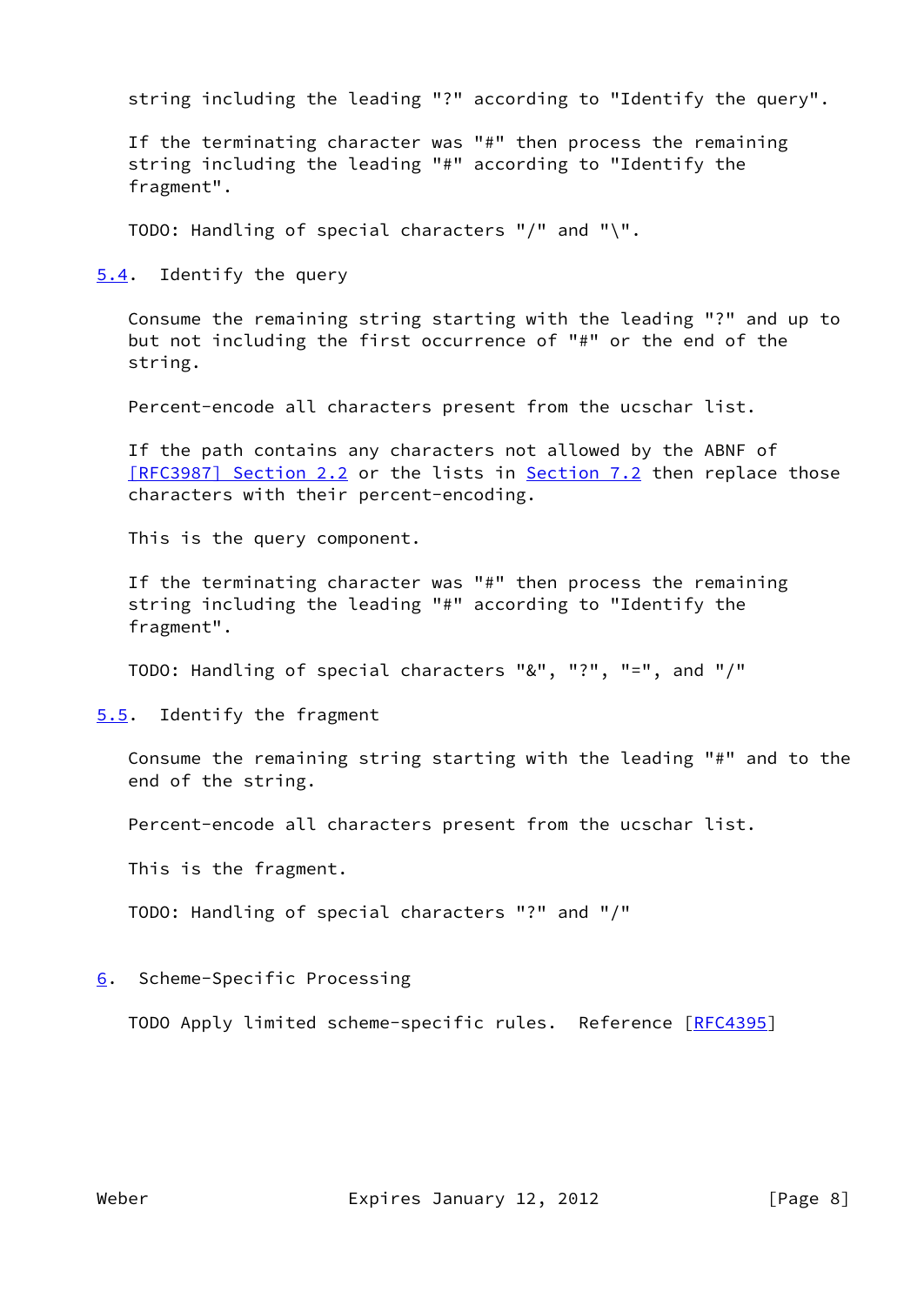string including the leading "?" according to "Identify the query".

If the terminating character was "#" then process the remaining string including the leading "#" according to "Identify the fragment".

TODO: Handling of special characters "/" and "\".

### 5.4. Identify the query

Consume the remaining string starting with the leading "?" and up to but not including the first occurrence of "#" or the end of the string.

Percent-encode all characters present from the ucschar list.

If the path contains any characters not allowed by the ABNF of [RFC3987] Section 2.2 or the lists in Section 7.2 then replace those characters with their percent-encoding.

This is the query component.

If the terminating character was "#" then process the remaining string including the leading "#" according to "Identify the fragment".

TODO: Handling of special characters "&", "?", "=", and "/"

### 5.5. Identify the fragment

Consume the remaining string starting with the leading "#" and to the end of the string.

Percent-encode all characters present from the ucschar list.

This is the fragment.

TODO: Handling of special characters "?" and "/"

## 6. Scheme-Specific Processing

TODO Apply limited scheme-specific rules. Reference [RFC4395]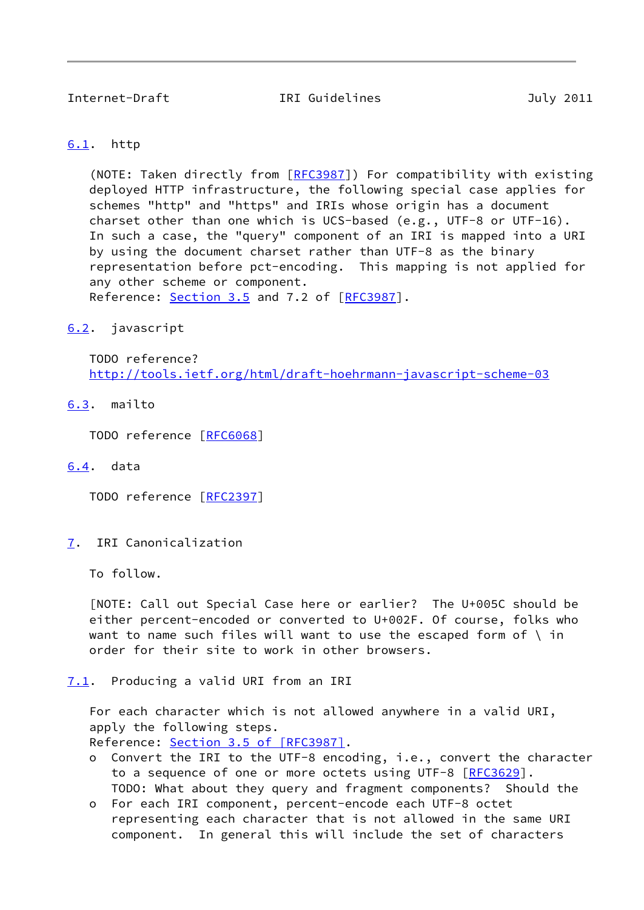## 6.1. http

(NOTE: Taken directly from [RFC3987]) For compatibility with existing deployed HTTP infrastructure, the following special case applies for schemes "http" and "https" and IRIs whose origin has a document charset other than one which is UCS-based (e.g., UTF-8 or UTF-16). In such a case, the "query" component of an IRI is mapped into a URI by using the document charset rather than UTF-8 as the binary representation before pct-encoding. This mapping is not applied for any other scheme or component.
Reference: Section 3.5 and 7.2 of [RFC3987].

## 6.2. javascript

TODO reference?
http://tools.ietf.org/html/draft-hoehrmann-javascript-scheme-03

## 6.3. mailto

TODO reference [RFC6068]

## 6.4. data

TODO reference [RFC2397]

# 7. IRI Canonicalization

To follow.

[NOTE: Call out Special Case here or earlier? The U+005C should be either percent-encoded or converted to U+002F. Of course, folks who want to name such files will want to use the escaped form of \ in order for their site to work in other browsers.

## 7.1. Producing a valid URI from an IRI

For each character which is not allowed anywhere in a valid URI, apply the following steps.
Reference: Section 3.5 of [RFC3987].

- Convert the IRI to the UTF-8 encoding, i.e., convert the character to a sequence of one or more octets using UTF-8 [RFC3629].
  TODO: What about they query and fragment components? Should the
- For each IRI component, percent-encode each UTF-8 octet representing each character that is not allowed in the same URI component. In general this will include the set of characters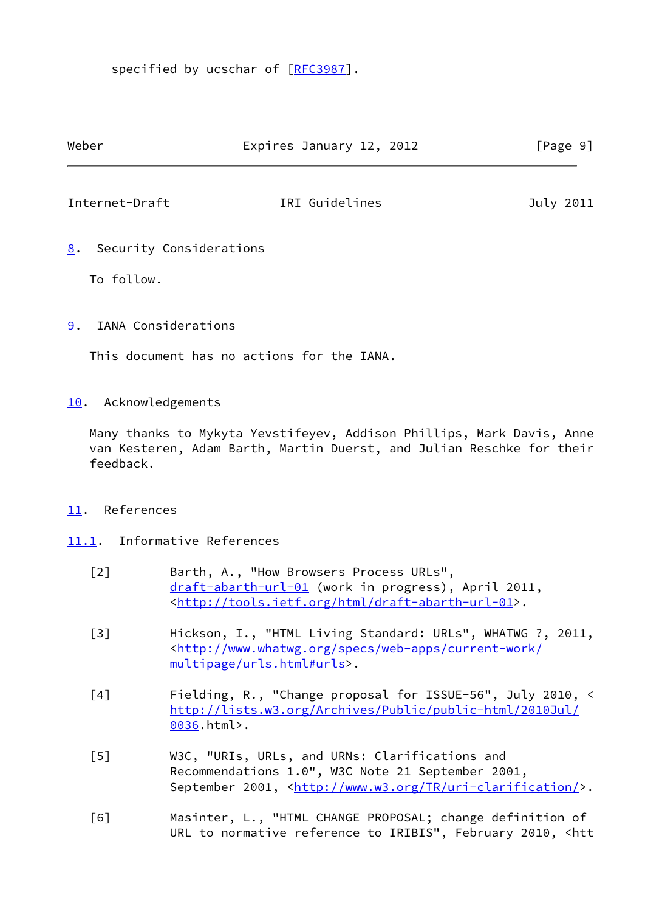specified by ucschar of [RFC3987].

## 8. Security Considerations

To follow.

## 9. IANA Considerations

This document has no actions for the IANA.

## 10. Acknowledgements

Many thanks to Mykyta Yevstifeyev, Addison Phillips, Mark Davis, Anne van Kesteren, Adam Barth, Martin Duerst, and Julian Reschke for their feedback.

## 11. References

### 11.1. Informative References

[2] Barth, A., "How Browsers Process URLs", draft-abarth-url-01 (work in progress), April 2011, <http://tools.ietf.org/html/draft-abarth-url-01>.

[3] Hickson, I., "HTML Living Standard: URLs", WHATWG ?, 2011, <http://www.whatwg.org/specs/web-apps/current-work/multipage/urls.html#urls>.

[4] Fielding, R., "Change proposal for ISSUE-56", July 2010, <http://lists.w3.org/Archives/Public/public-html/2010Jul/0036.html>.

[5] W3C, "URIs, URLs, and URNs: Clarifications and Recommendations 1.0", W3C Note 21 September 2001, September 2001, <http://www.w3.org/TR/uri-clarification/>.

[6] Masinter, L., "HTML CHANGE PROPOSAL; change definition of URL to normative reference to IRIBIS", February 2010, <htt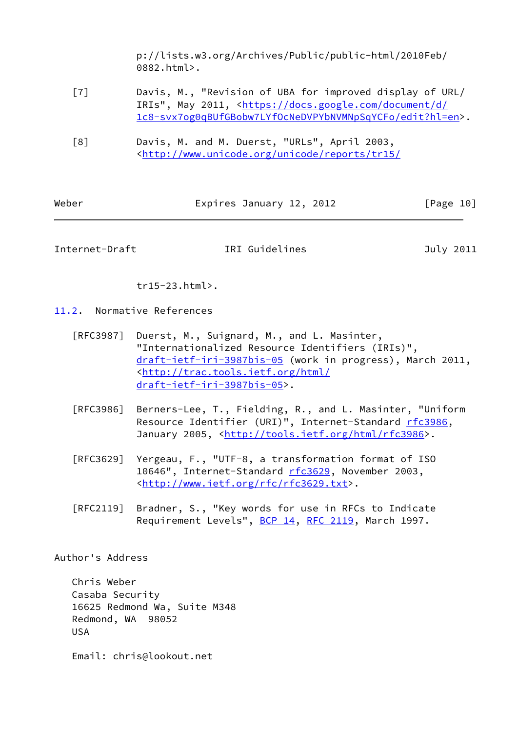p://lists.w3.org/Archives/Public/public-html/2010Feb/
0882.html>.

[7] Davis, M., "Revision of UBA for improved display of URL/
IRIs", May 2011, <https://docs.google.com/document/d/
1c8-svx7og0qBUfGBobw7LYfOcNeDVPYbNVMNpSqYCFo/edit?hl=en>.

[8] Davis, M. and M. Duerst, "URLs", April 2003,
<http://www.unicode.org/unicode/reports/tr15/
tr15-23.html>.

## 11.2. Normative References

[RFC3987] Duerst, M., Suignard, M., and L. Masinter,
"Internationalized Resource Identifiers (IRIs)",
draft-ietf-iri-3987bis-05 (work in progress), March 2011,
<http://trac.tools.ietf.org/html/
draft-ietf-iri-3987bis-05>.

[RFC3986] Berners-Lee, T., Fielding, R., and L. Masinter, "Uniform
Resource Identifier (URI)", Internet-Standard rfc3986,
January 2005, <http://tools.ietf.org/html/rfc3986>.

[RFC3629] Yergeau, F., "UTF-8, a transformation format of ISO
10646", Internet-Standard rfc3629, November 2003,
<http://www.ietf.org/rfc/rfc3629.txt>.

[RFC2119] Bradner, S., "Key words for use in RFCs to Indicate
Requirement Levels", BCP 14, RFC 2119, March 1997.

# Author's Address

Chris Weber
Casaba Security
16625 Redmond Wa, Suite M348
Redmond, WA 98052
USA

Email: chris@lookout.net